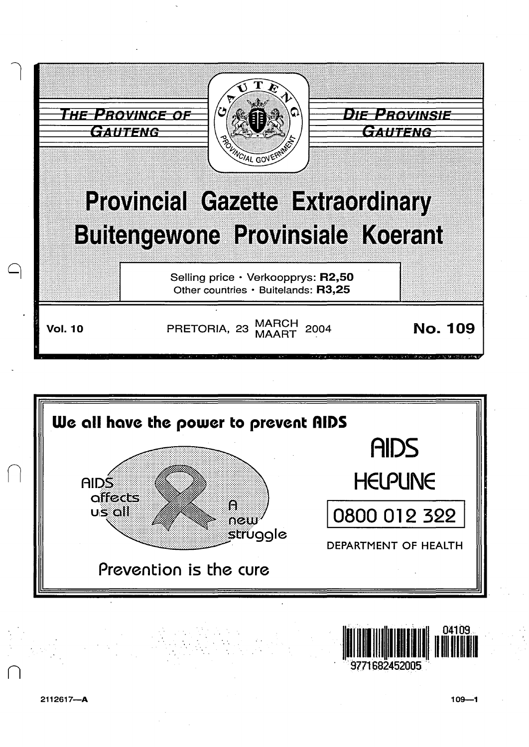THE PROVINCE OF GAUTENG

DIE PROVINSIE GAUTENG

# Provincial Gazette Extraordinary

# Buitengewone Provinsiale Koerant

Selling price · Verkoopprys: **R2,50**
Other countries · Buitelands: **R3,25**

**Vol. 10** PRETORIA, 23 MARCH MAART 2004 **No. 109**

**We all have the power to prevent AIDS**

AIDS affects us all

A new struggle

Prevention is the cure

AIDS HELPLINE

0800 012 322

DEPARTMENT OF HEALTH

04109

9771682452005

2112617—A

109—1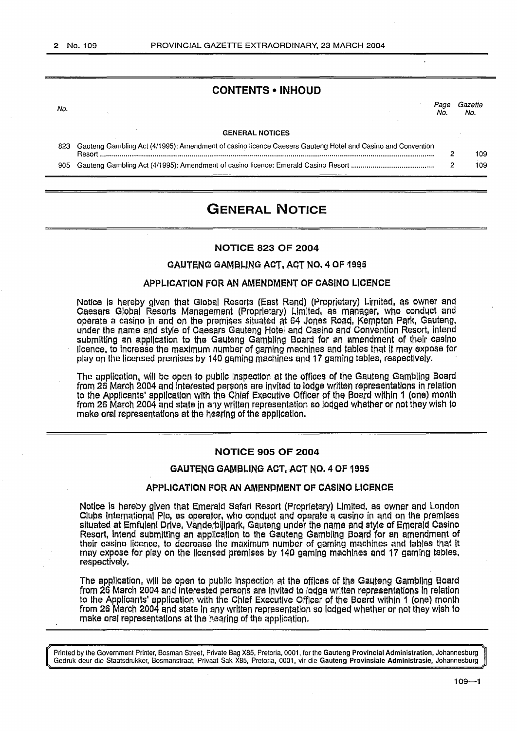## CONTENTS • INHOUD

| No. | | Page No. | Gazette No. |
|---|---|---|---|
| | **GENERAL NOTICES** | | |
| 823 | Gauteng Gambling Act (4/1995): Amendment of casino licence Caesers Gauteng Hotel and Casino and Convention Resort | 2 | 109 |
| 905 | Gauteng Gambling Act (4/1995): Amendment of casino licence: Emerald Casino Resort | 2 | 109 |

# GENERAL NOTICE

### NOTICE 823 OF 2004

#### GAUTENG GAMBLING ACT, ACT NO. 4 OF 1995

#### APPLICATION FOR AN AMENDMENT OF CASINO LICENCE

Notice is hereby given that Global Resorts (East Rand) (Proprietary) Limited, as owner and Caesars Global Resorts Management (Proprietary) Limited, as manager, who conduct and operate a casino in and on the premises situated at 64 Jones Road, Kempton Park, Gauteng, under the name and style of Caesars Gauteng Hotel and Casino and Convention Resort, intend submitting an application to the Gauteng Gambling Board for an amendment of their casino licence, to increase the maximum number of gaming machines and tables that it may expose for play on the licensed premises by 140 gaming machines and 17 gaming tables, respectively.

The application, will be open to public inspection at the offices of the Gauteng Gambling Board from 26 March 2004 and interested persons are invited to lodge written representations in relation to the Applicants' application with the Chief Executive Officer of the Board within 1 (one) month from 26 March 2004 and state in any written representation so lodged whether or not they wish to make oral representations at the hearing of the application.

### NOTICE 905 OF 2004

#### GAUTENG GAMBLING ACT, ACT NO. 4 OF 1995

#### APPLICATION FOR AN AMENDMENT OF CASINO LICENCE

Notice is hereby given that Emerald Safari Resort (Proprietary) Limited, as owner and London Clubs International Plc, as operator, who conduct and operate a casino in and on the premises situated at Emfuleni Drive, Vanderbijlpark, Gauteng under the name and style of Emerald Casino Resort, intend submitting an application to the Gauteng Gambling Board for an amendment of their casino licence, to decrease the maximum number of gaming machines and tables that it may expose for play on the licensed premises by 140 gaming machines and 17 gaming tables, respectively.

The application, will be open to public inspection at the offices of the Gauteng Gambling Board from 26 March 2004 and interested persons are invited to lodge written representations in relation to the Applicants' application with the Chief Executive Officer of the Board within 1 (one) month from 26 March 2004 and state in any written representation so lodged whether or not they wish to make oral representations at the hearing of the application.

Printed by the Government Printer, Bosman Street, Private Bag X85, Pretoria, 0001, for the **Gauteng Provincial Administration**, Johannesburg
Gedruk deur die Staatsdrukker, Bosmanstraat, Privaat Sak X85, Pretoria, 0001, vir die **Gauteng Provinsiale Administrasie**, Johannesburg